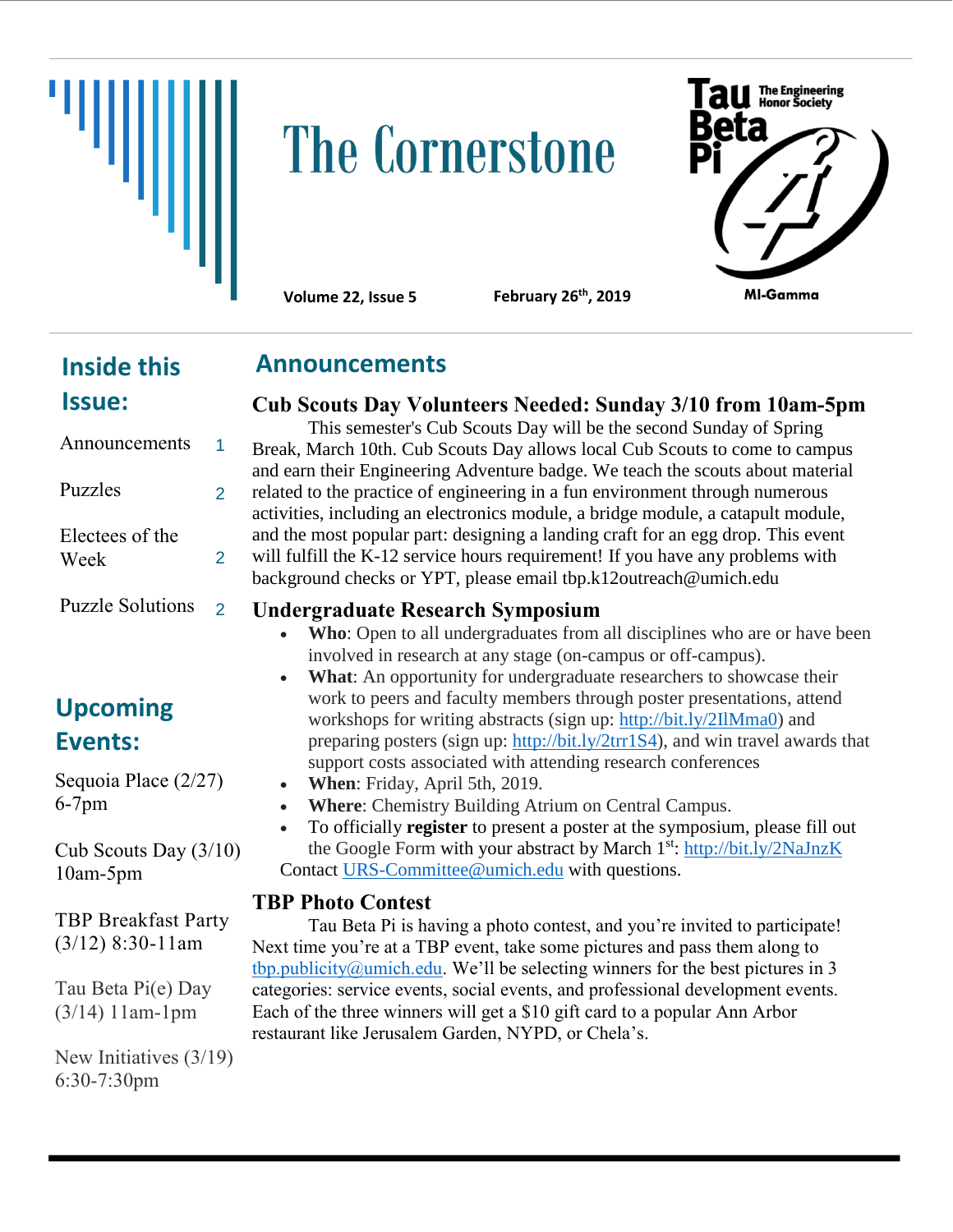# The Cornerstone

Tau Beta Pi — The Engineering Honor Society

MI-Gamma

**Volume 22, Issue 5** **February 26th, 2019**

## Inside this Issue:

| | |
|---|---|
| Announcements | 1 |
| Puzzles | 2 |
| Electees of the Week | 2 |
| Puzzle Solutions | 2 |

## Upcoming Events:

Sequoia Place (2/27) 6-7pm

Cub Scouts Day (3/10) 10am-5pm

TBP Breakfast Party (3/12) 8:30-11am

Tau Beta Pi(e) Day (3/14) 11am-1pm

New Initiatives (3/19) 6:30-7:30pm

## Announcements

### Cub Scouts Day Volunteers Needed: Sunday 3/10 from 10am-5pm

This semester's Cub Scouts Day will be the second Sunday of Spring Break, March 10th. Cub Scouts Day allows local Cub Scouts to come to campus and earn their Engineering Adventure badge. We teach the scouts about material related to the practice of engineering in a fun environment through numerous activities, including an electronics module, a bridge module, a catapult module, and the most popular part: designing a landing craft for an egg drop. This event will fulfill the K-12 service hours requirement! If you have any problems with background checks or YPT, please email tbp.k12outreach@umich.edu

### Undergraduate Research Symposium

- **Who**: Open to all undergraduates from all disciplines who are or have been involved in research at any stage (on-campus or off-campus).
- **What**: An opportunity for undergraduate researchers to showcase their work to peers and faculty members through poster presentations, attend workshops for writing abstracts (sign up: http://bit.ly/2IlMma0) and preparing posters (sign up: http://bit.ly/2trr1S4), and win travel awards that support costs associated with attending research conferences
- **When**: Friday, April 5th, 2019.
- **Where**: Chemistry Building Atrium on Central Campus.
- To officially **register** to present a poster at the symposium, please fill out the Google Form with your abstract by March 1st: http://bit.ly/2NaJnzK

Contact URS-Committee@umich.edu with questions.

### TBP Photo Contest

Tau Beta Pi is having a photo contest, and you're invited to participate! Next time you're at a TBP event, take some pictures and pass them along to tbp.publicity@umich.edu. We'll be selecting winners for the best pictures in 3 categories: service events, social events, and professional development events. Each of the three winners will get a $10 gift card to a popular Ann Arbor restaurant like Jerusalem Garden, NYPD, or Chela's.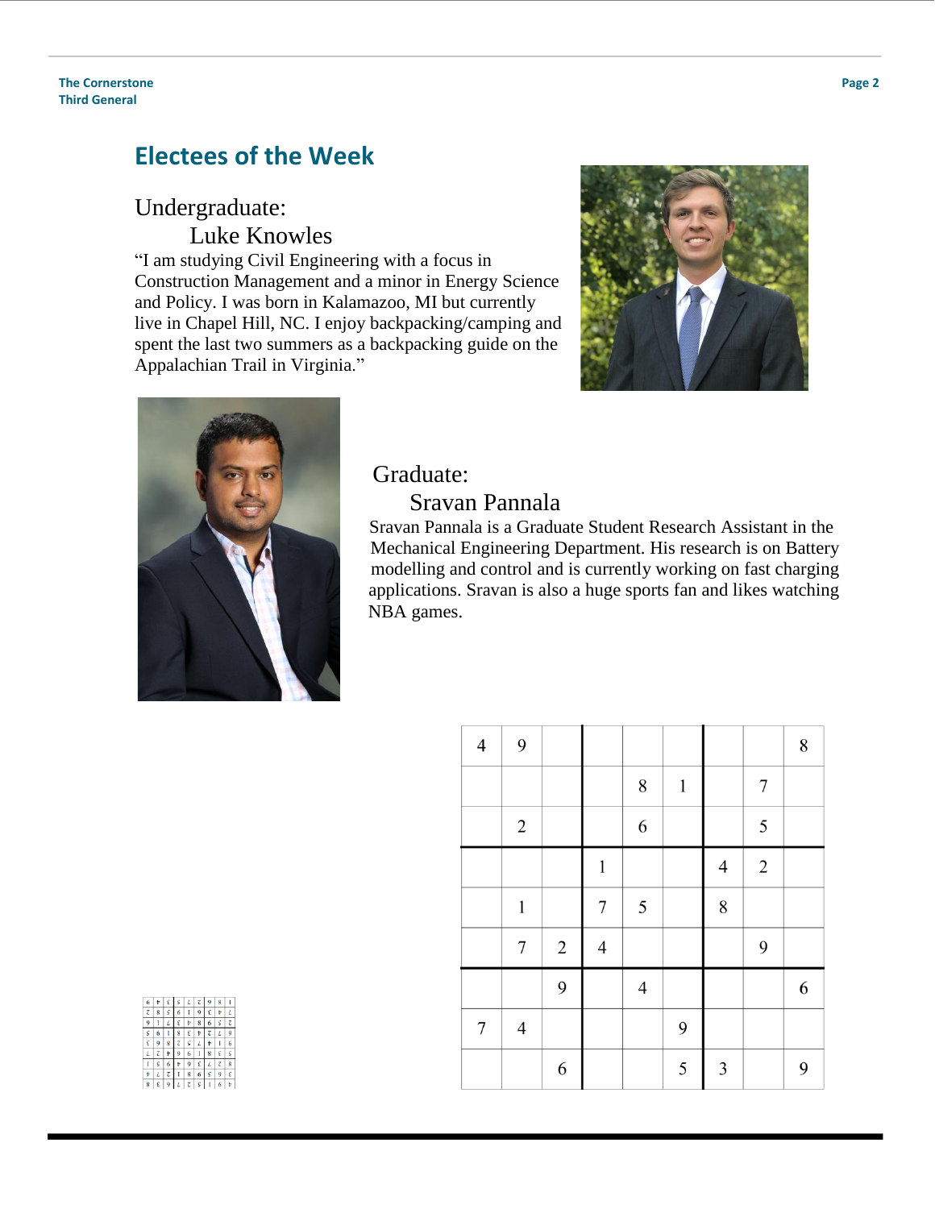## Electees of the Week

### Undergraduate:

#### Luke Knowles

"I am studying Civil Engineering with a focus in Construction Management and a minor in Energy Science and Policy. I was born in Kalamazoo, MI but currently live in Chapel Hill, NC. I enjoy backpacking/camping and spent the last two summers as a backpacking guide on the Appalachian Trail in Virginia."

### Graduate:

#### Sravan Pannala

Sravan Pannala is a Graduate Student Research Assistant in the Mechanical Engineering Department. His research is on Battery modelling and control and is currently working on fast charging applications. Sravan is also a huge sports fan and likes watching NBA games.

| | | | | | | | | |
|---|---|---|---|---|---|---|---|---|
| 4 | 9 | | | | | | | 8 |
| | | | | 8 | 1 | | 7 | |
| | 2 | | | 6 | | | 5 | |
| | | | 1 | | | 4 | 2 | |
| | 1 | | 7 | 5 | | 8 | | |
| | 7 | 2 | 4 | | | | 9 | |
| | | 9 | | 4 | | | | 6 |
| 7 | 4 | | | | 9 | | | |
| | | 6 | | | 5 | 3 | | 9 |